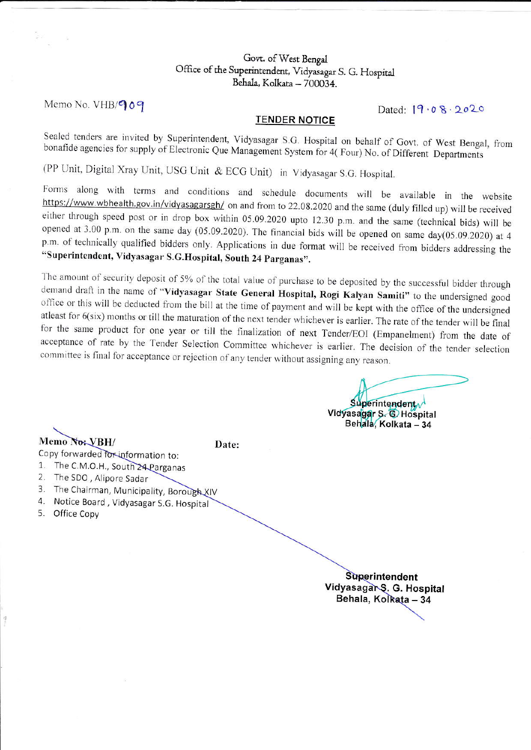Govt. of West Bengal
Office of the Superintendent, Vidyasagar S. G. Hospital
Behala, Kolkata – 700034.

Memo No. VHB/909

Dated: 19.08.2020

## TENDER NOTICE

Sealed tenders are invited by Superintendent, Vidyasagar S.G. Hospital on behalf of Govt. of West Bengal, from bonafide agencies for supply of Electronic Que Management System for 4( Four) No. of Different Departments

(PP Unit, Digital Xray Unit, USG Unit & ECG Unit) in Vidyasagar S.G. Hospital.

Forms along with terms and conditions and schedule documents will be available in the website https://www.wbhealth.gov.in/vidyasagarsgh/ on and from to 22.08.2020 and the same (duly filled up) will be received either through speed post or in drop box within 05.09.2020 upto 12.30 p.m. and the same (technical bids) will be opened at 3.00 p.m. on the same day (05.09.2020). The financial bids will be opened on same day(05.09.2020) at 4 p.m. of technically qualified bidders only. Applications in due format will be received from bidders addressing the **"Superintendent, Vidyasagar S.G.Hospital, South 24 Parganas".**

The amount of security deposit of 5% of the total value of purchase to be deposited by the successful bidder through demand draft in the name of **"Vidyasagar State General Hospital, Rogi Kalyan Samiti"** to the undersigned good office or this will be deducted from the bill at the time of payment and will be kept with the office of the undersigned atleast for 6(six) months or till the maturation of the next tender whichever is earlier. The rate of the tender will be final for the same product for one year or till the finalization of next Tender/EOI (Empanelment) from the date of acceptance of rate by the Tender Selection Committee whichever is earlier. The decision of the tender selection committee is final for acceptance or rejection of any tender without assigning any reason.

Superintendent
Vidyasagar S. G. Hospital
Behala, Kolkata – 34

**Memo No: VBH/** **Date:**

Copy forwarded for information to:

1. The C.M.O.H., South 24 Parganas
2. The SDO , Alipore Sadar
3. The Chairman, Municipality, Borough XIV
4. Notice Board , Vidyasagar S.G. Hospital
5. Office Copy

**Superintendent**
**Vidyasagar S. G. Hospital**
**Behala, Kolkata – 34**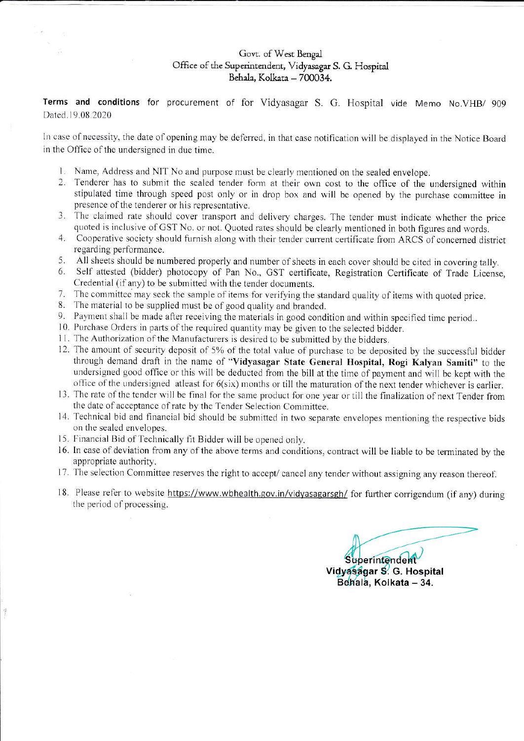Govt. of West Bengal
Office of the Superintendent, Vidyasagar S. G. Hospital
Behala, Kolkata – 700034.

**Terms and conditions** for procurement of for Vidyasagar S. G. Hospital vide Memo No.VHB/ 909 Dated.19.08.2020

In case of necessity, the date of opening may be deferred, in that case notification will be displayed in the Notice Board in the Office of the undersigned in due time.

1. Name, Address and NIT No and purpose must be clearly mentioned on the sealed envelope.
2. Tenderer has to submit the sealed tender form at their own cost to the office of the undersigned within stipulated time through speed post only or in drop box and will be opened by the purchase committee in presence of the tenderer or his representative.
3. The claimed rate should cover transport and delivery charges. The tender must indicate whether the price quoted is inclusive of GST No. or not. Quoted rates should be clearly mentioned in both figures and words.
4. Cooperative society should furnish along with their tender current certificate from ARCS of concerned district regarding performance.
5. All sheets should be numbered properly and number of sheets in each cover should be cited in covering tally.
6. Self attested (bidder) photocopy of Pan No., GST certificate, Registration Certificate of Trade License, Credential (if any) to be submitted with the tender documents.
7. The committee may seek the sample of items for verifying the standard quality of items with quoted price.
8. The material to be supplied must be of good quality and branded.
9. Payment shall be made after receiving the materials in good condition and within specified time period..
10. Purchase Orders in parts of the required quantity may be given to the selected bidder.
11. The Authorization of the Manufacturers is desired to be submitted by the bidders.
12. The amount of security deposit of 5% of the total value of purchase to be deposited by the successful bidder through demand draft in the name of "**Vidyasagar State General Hospital, Rogi Kalyan Samiti**" to the undersigned good office or this will be deducted from the bill at the time of payment and will be kept with the office of the undersigned atleast for 6(six) months or till the maturation of the next tender whichever is earlier.
13. The rate of the tender will be final for the same product for one year or till the finalization of next Tender from the date of acceptance of rate by the Tender Selection Committee.
14. Technical bid and financial bid should be submitted in two separate envelopes mentioning the respective bids on the sealed envelopes.
15. Financial Bid of Technically fit Bidder will be opened only.
16. In case of deviation from any of the above terms and conditions, contract will be liable to be terminated by the appropriate authority.
17. The selection Committee reserves the right to accept/ cancel any tender without assigning any reason thereof.
18. Please refer to website https://www.wbhealth.gov.in/vidyasagarsgh/ for further corrigendum (if any) during the period of processing.

**Superintendent**
**Vidyasagar S. G. Hospital**
**Behala, Kolkata – 34.**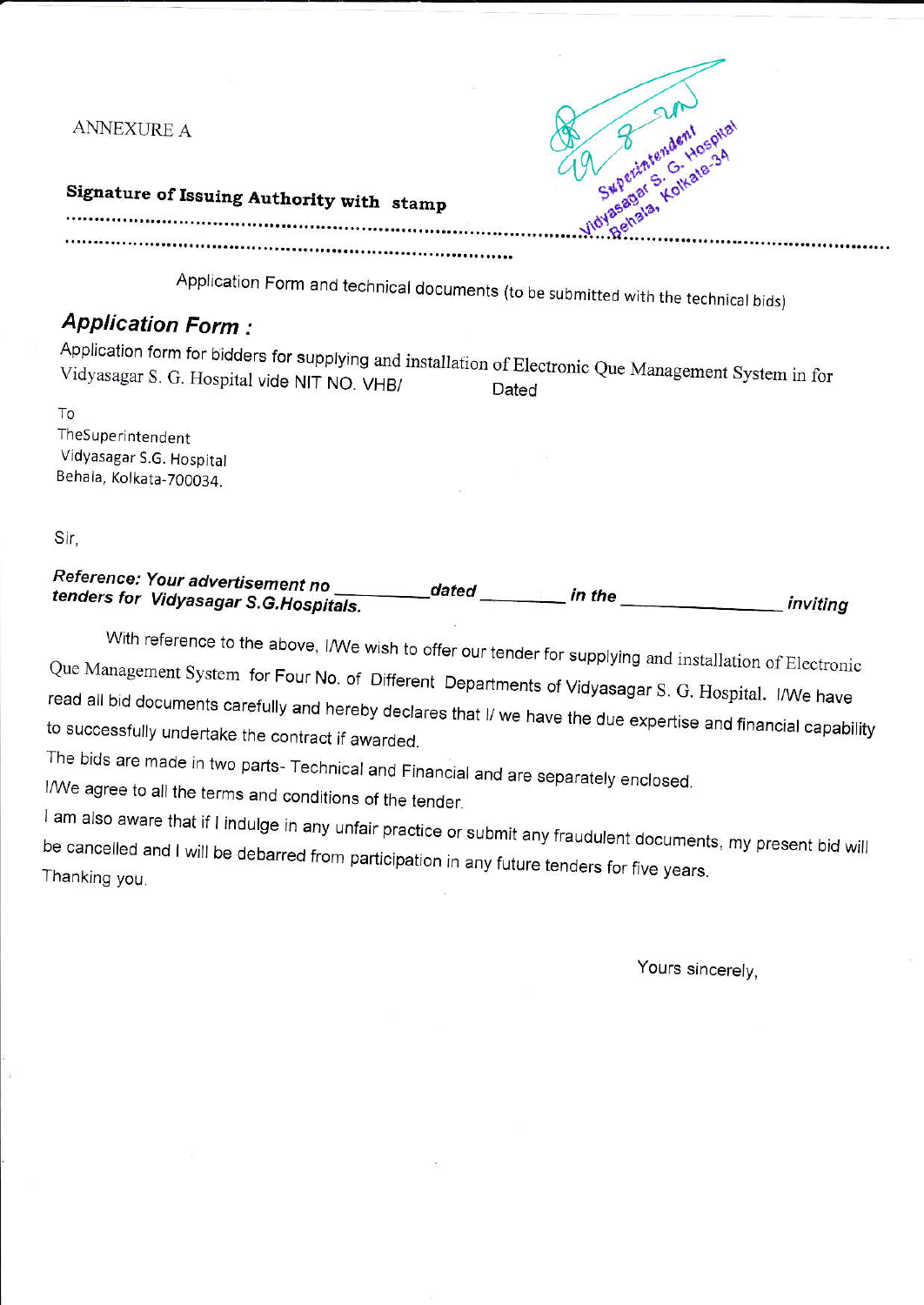ANNEXURE A

**Signature of Issuing Authority with stamp**

Superintendent Vidyasagar S. G. Hospital Behala, Kolkata-34

..............................................................................................................................................

.......................................................................

Application Form and technical documents (to be submitted with the technical bids)

## *Application Form :*

Application form for bidders for supplying and installation of Electronic Que Management System in for Vidyasagar S. G. Hospital vide NIT NO. VHB/ Dated

To
TheSuperintendent
Vidyasagar S.G. Hospital
Behala, Kolkata-700034.

Sir,

***Reference: Your advertisement no \_\_\_\_\_\_\_\_\_ dated \_\_\_\_\_\_\_\_ in the \_\_\_\_\_\_\_\_\_\_\_\_\_\_\_ inviting tenders for Vidyasagar S.G.Hospitals.***

With reference to the above, I/We wish to offer our tender for supplying and installation of Electronic Que Management System for Four No. of Different Departments of Vidyasagar S. G. Hospital. I/We have read all bid documents carefully and hereby declares that I/ we have the due expertise and financial capability to successfully undertake the contract if awarded.

The bids are made in two parts- Technical and Financial and are separately enclosed.

I/We agree to all the terms and conditions of the tender.

I am also aware that if I indulge in any unfair practice or submit any fraudulent documents, my present bid will be cancelled and I will be debarred from participation in any future tenders for five years.

Thanking you.

Yours sincerely,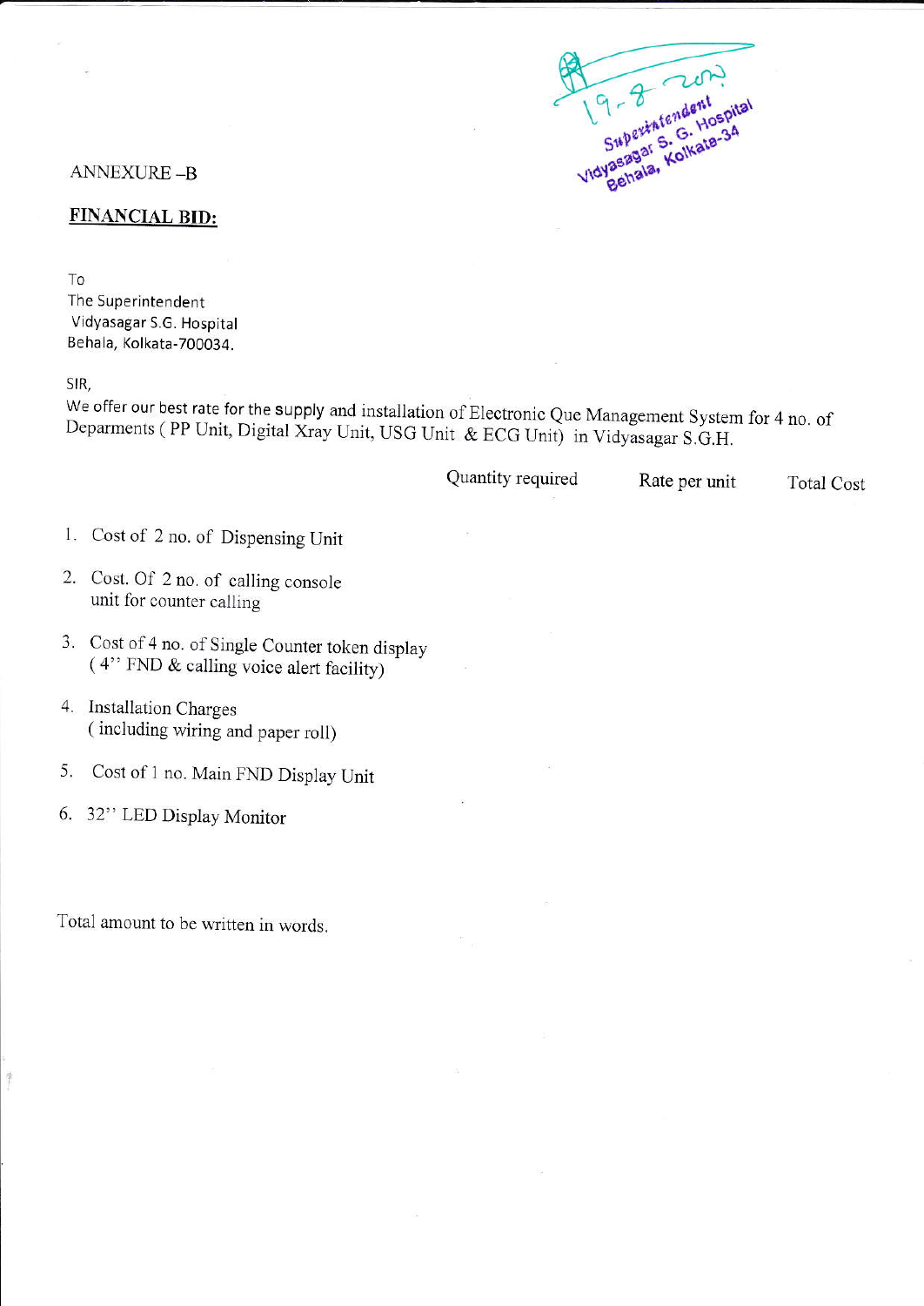Superintendent
Vidyasagar S. G. Hospital
Behala, Kolkata-34
19-8-2019

ANNEXURE –B

**FINANCIAL BID:**

To
The Superintendent
Vidyasagar S.G. Hospital
Behala, Kolkata-700034.

SIR,

We offer our best rate for the supply and installation of Electronic Que Management System for 4 no. of Deparments ( PP Unit, Digital Xray Unit, USG Unit & ECG Unit) in Vidyasagar S.G.H.

| | Quantity required | Rate per unit | Total Cost |
|---|---|---|---|
| 1. Cost of 2 no. of Dispensing Unit | | | |
| 2. Cost. Of 2 no. of calling console unit for counter calling | | | |
| 3. Cost of 4 no. of Single Counter token display ( 4'' FND & calling voice alert facility) | | | |
| 4. Installation Charges ( including wiring and paper roll) | | | |
| 5. Cost of 1 no. Main FND Display Unit | | | |
| 6. 32'' LED Display Monitor | | | |

Total amount to be written in words.